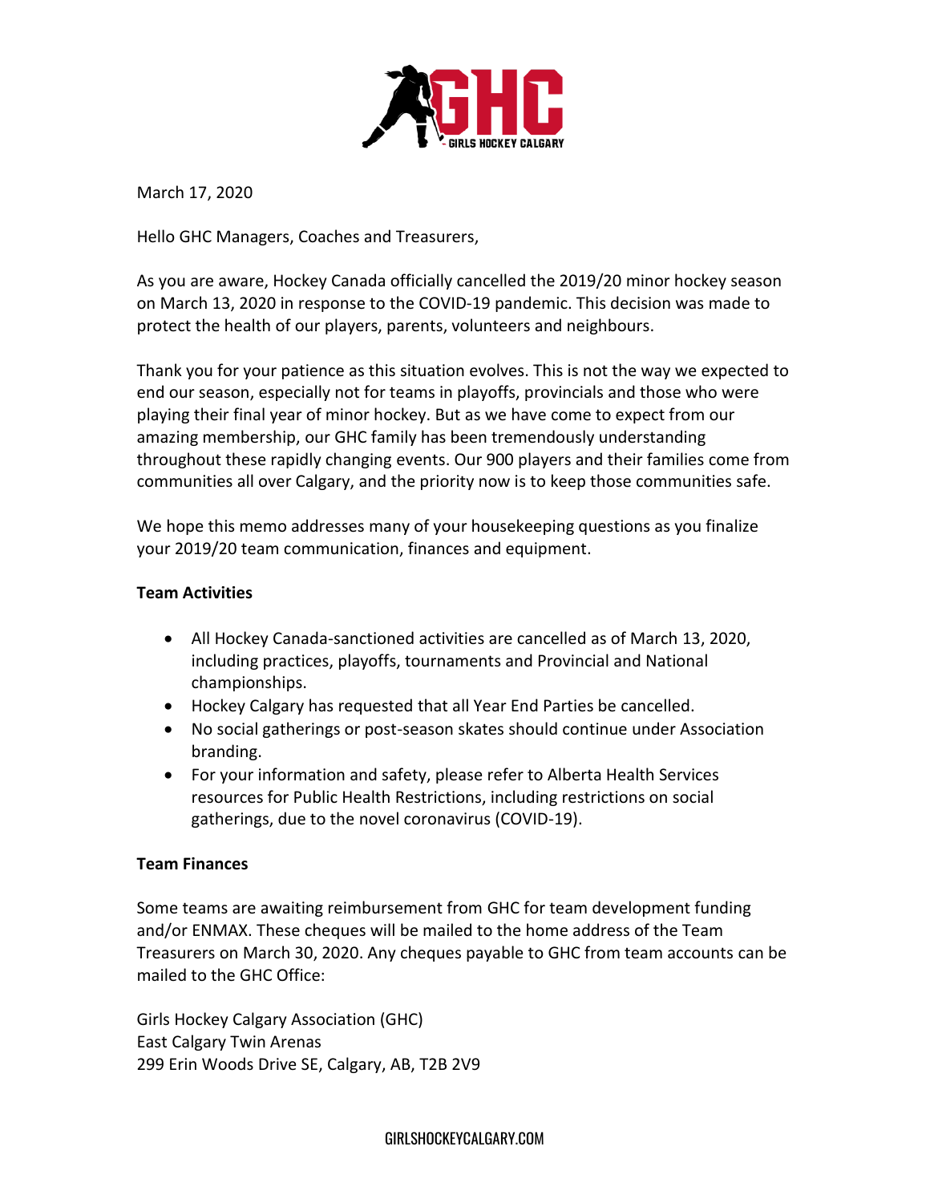March 17, 2020

Hello GHC Managers, Coaches and Treasurers,

As you are aware, Hockey Canada officially cancelled the 2019/20 minor hockey season on March 13, 2020 in response to the COVID-19 pandemic. This decision was made to protect the health of our players, parents, volunteers and neighbours.

Thank you for your patience as this situation evolves. This is not the way we expected to end our season, especially not for teams in playoffs, provincials and those who were playing their final year of minor hockey. But as we have come to expect from our amazing membership, our GHC family has been tremendously understanding throughout these rapidly changing events. Our 900 players and their families come from communities all over Calgary, and the priority now is to keep those communities safe.

We hope this memo addresses many of your housekeeping questions as you finalize your 2019/20 team communication, finances and equipment.

**Team Activities**

- All Hockey Canada-sanctioned activities are cancelled as of March 13, 2020, including practices, playoffs, tournaments and Provincial and National championships.
- Hockey Calgary has requested that all Year End Parties be cancelled.
- No social gatherings or post-season skates should continue under Association branding.
- For your information and safety, please refer to Alberta Health Services resources for Public Health Restrictions, including restrictions on social gatherings, due to the novel coronavirus (COVID-19).

**Team Finances**

Some teams are awaiting reimbursement from GHC for team development funding and/or ENMAX. These cheques will be mailed to the home address of the Team Treasurers on March 30, 2020. Any cheques payable to GHC from team accounts can be mailed to the GHC Office:

Girls Hockey Calgary Association (GHC)
East Calgary Twin Arenas
299 Erin Woods Drive SE, Calgary, AB, T2B 2V9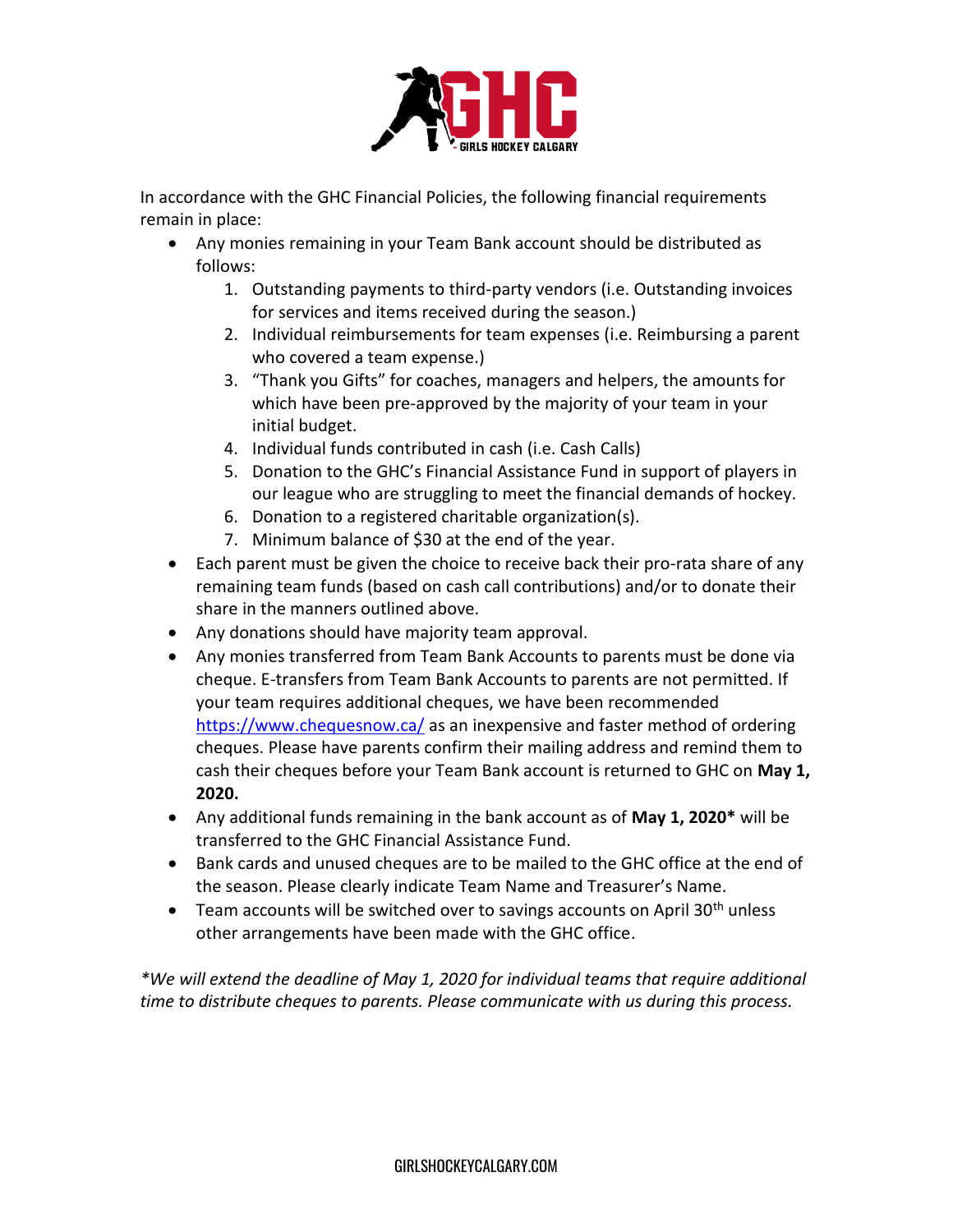In accordance with the GHC Financial Policies, the following financial requirements remain in place:

- Any monies remaining in your Team Bank account should be distributed as follows:
    1. Outstanding payments to third-party vendors (i.e. Outstanding invoices for services and items received during the season.)
    2. Individual reimbursements for team expenses (i.e. Reimbursing a parent who covered a team expense.)
    3. "Thank you Gifts" for coaches, managers and helpers, the amounts for which have been pre-approved by the majority of your team in your initial budget.
    4. Individual funds contributed in cash (i.e. Cash Calls)
    5. Donation to the GHC's Financial Assistance Fund in support of players in our league who are struggling to meet the financial demands of hockey.
    6. Donation to a registered charitable organization(s).
    7. Minimum balance of $30 at the end of the year.
- Each parent must be given the choice to receive back their pro-rata share of any remaining team funds (based on cash call contributions) and/or to donate their share in the manners outlined above.
- Any donations should have majority team approval.
- Any monies transferred from Team Bank Accounts to parents must be done via cheque. E-transfers from Team Bank Accounts to parents are not permitted. If your team requires additional cheques, we have been recommended https://www.chequesnow.ca/ as an inexpensive and faster method of ordering cheques. Please have parents confirm their mailing address and remind them to cash their cheques before your Team Bank account is returned to GHC on **May 1, 2020.**
- Any additional funds remaining in the bank account as of **May 1, 2020*** will be transferred to the GHC Financial Assistance Fund.
- Bank cards and unused cheques are to be mailed to the GHC office at the end of the season. Please clearly indicate Team Name and Treasurer's Name.
- Team accounts will be switched over to savings accounts on April 30th unless other arrangements have been made with the GHC office.

*\*We will extend the deadline of May 1, 2020 for individual teams that require additional time to distribute cheques to parents. Please communicate with us during this process.*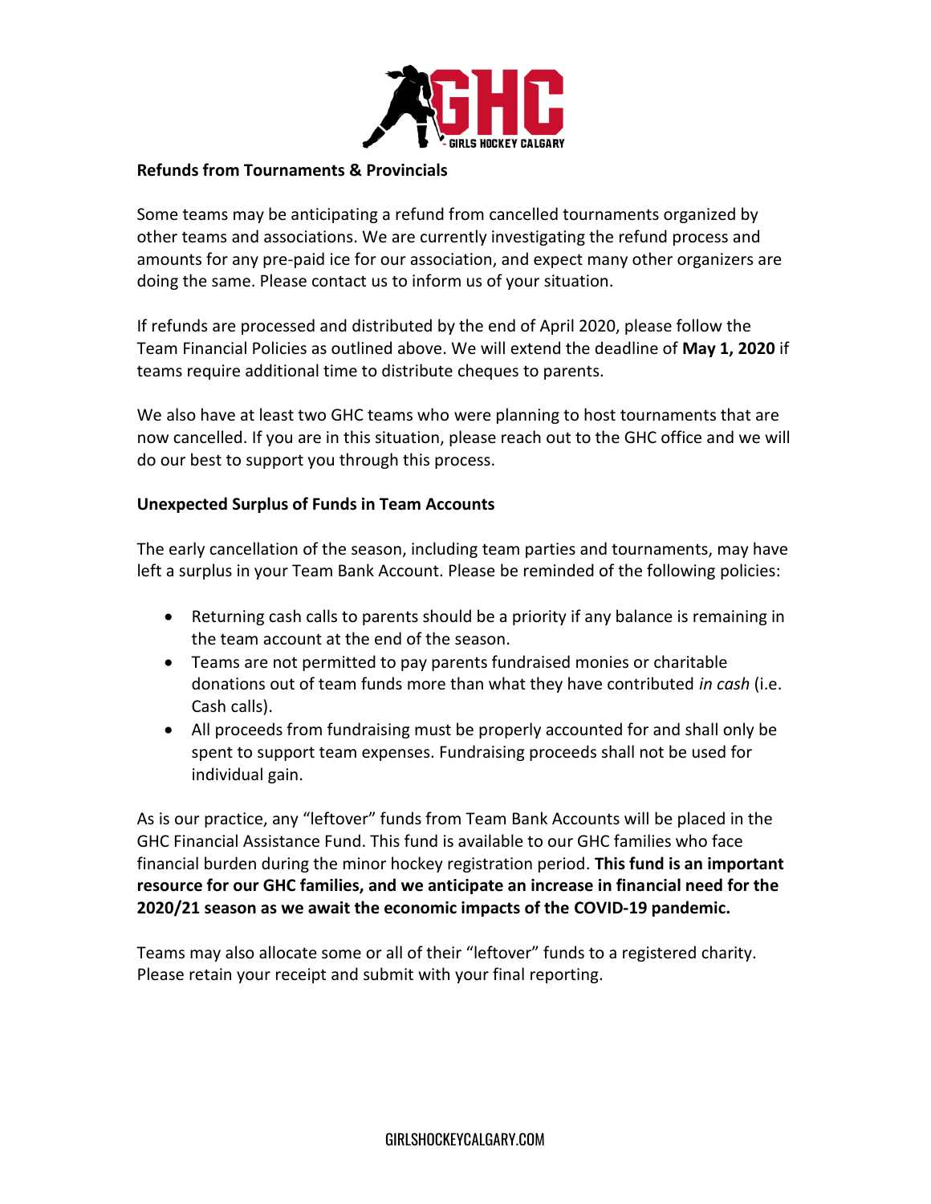**Refunds from Tournaments & Provincials**

Some teams may be anticipating a refund from cancelled tournaments organized by other teams and associations. We are currently investigating the refund process and amounts for any pre-paid ice for our association, and expect many other organizers are doing the same. Please contact us to inform us of your situation.

If refunds are processed and distributed by the end of April 2020, please follow the Team Financial Policies as outlined above. We will extend the deadline of **May 1, 2020** if teams require additional time to distribute cheques to parents.

We also have at least two GHC teams who were planning to host tournaments that are now cancelled. If you are in this situation, please reach out to the GHC office and we will do our best to support you through this process.

**Unexpected Surplus of Funds in Team Accounts**

The early cancellation of the season, including team parties and tournaments, may have left a surplus in your Team Bank Account. Please be reminded of the following policies:

- Returning cash calls to parents should be a priority if any balance is remaining in the team account at the end of the season.
- Teams are not permitted to pay parents fundraised monies or charitable donations out of team funds more than what they have contributed *in cash* (i.e. Cash calls).
- All proceeds from fundraising must be properly accounted for and shall only be spent to support team expenses. Fundraising proceeds shall not be used for individual gain.

As is our practice, any "leftover" funds from Team Bank Accounts will be placed in the GHC Financial Assistance Fund. This fund is available to our GHC families who face financial burden during the minor hockey registration period. **This fund is an important resource for our GHC families, and we anticipate an increase in financial need for the 2020/21 season as we await the economic impacts of the COVID-19 pandemic.**

Teams may also allocate some or all of their "leftover" funds to a registered charity. Please retain your receipt and submit with your final reporting.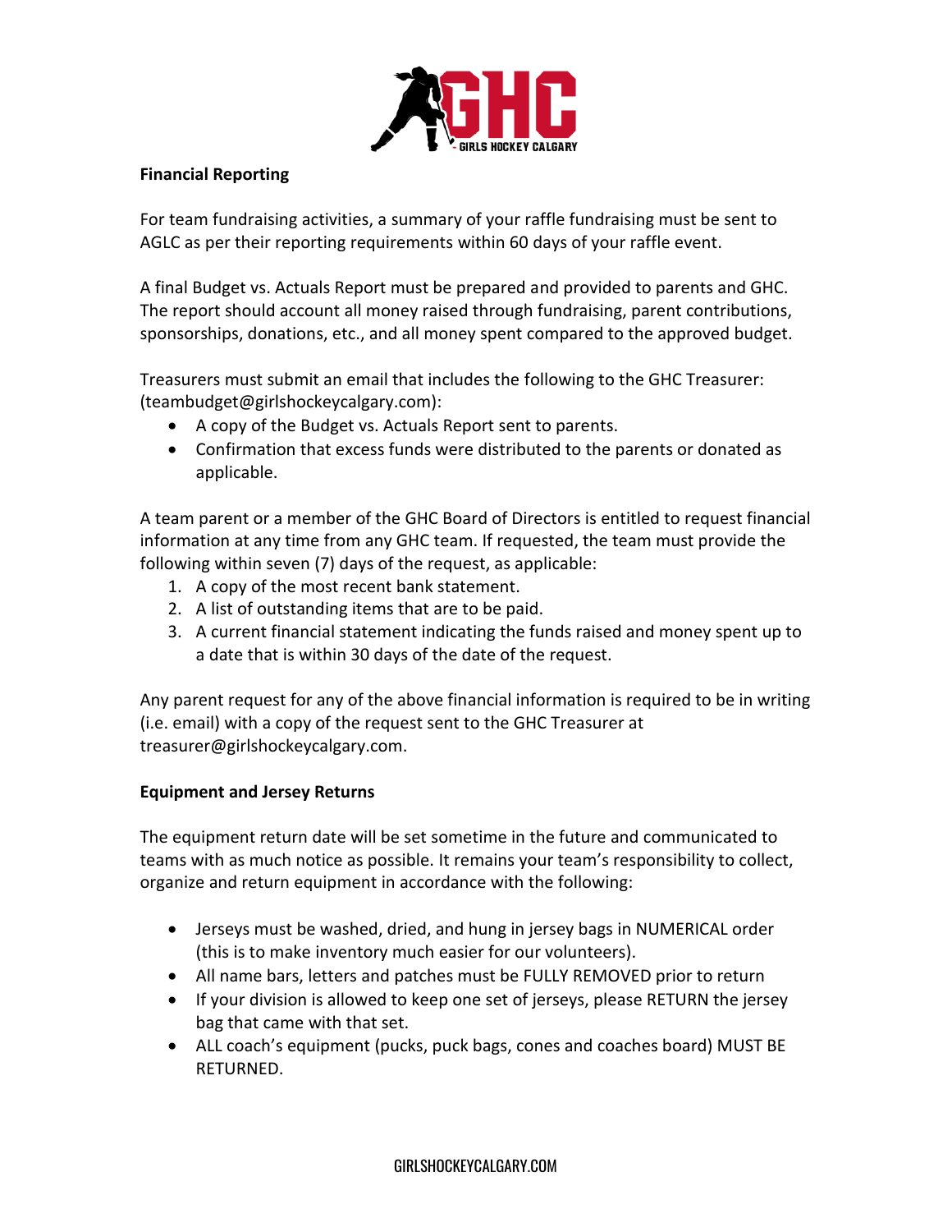## Financial Reporting

For team fundraising activities, a summary of your raffle fundraising must be sent to AGLC as per their reporting requirements within 60 days of your raffle event.

A final Budget vs. Actuals Report must be prepared and provided to parents and GHC. The report should account all money raised through fundraising, parent contributions, sponsorships, donations, etc., and all money spent compared to the approved budget.

Treasurers must submit an email that includes the following to the GHC Treasurer: (teambudget@girlshockeycalgary.com):

- A copy of the Budget vs. Actuals Report sent to parents.
- Confirmation that excess funds were distributed to the parents or donated as applicable.

A team parent or a member of the GHC Board of Directors is entitled to request financial information at any time from any GHC team. If requested, the team must provide the following within seven (7) days of the request, as applicable:

1. A copy of the most recent bank statement.
2. A list of outstanding items that are to be paid.
3. A current financial statement indicating the funds raised and money spent up to a date that is within 30 days of the date of the request.

Any parent request for any of the above financial information is required to be in writing (i.e. email) with a copy of the request sent to the GHC Treasurer at treasurer@girlshockeycalgary.com.

## Equipment and Jersey Returns

The equipment return date will be set sometime in the future and communicated to teams with as much notice as possible. It remains your team's responsibility to collect, organize and return equipment in accordance with the following:

- Jerseys must be washed, dried, and hung in jersey bags in NUMERICAL order (this is to make inventory much easier for our volunteers).
- All name bars, letters and patches must be FULLY REMOVED prior to return
- If your division is allowed to keep one set of jerseys, please RETURN the jersey bag that came with that set.
- ALL coach's equipment (pucks, puck bags, cones and coaches board) MUST BE RETURNED.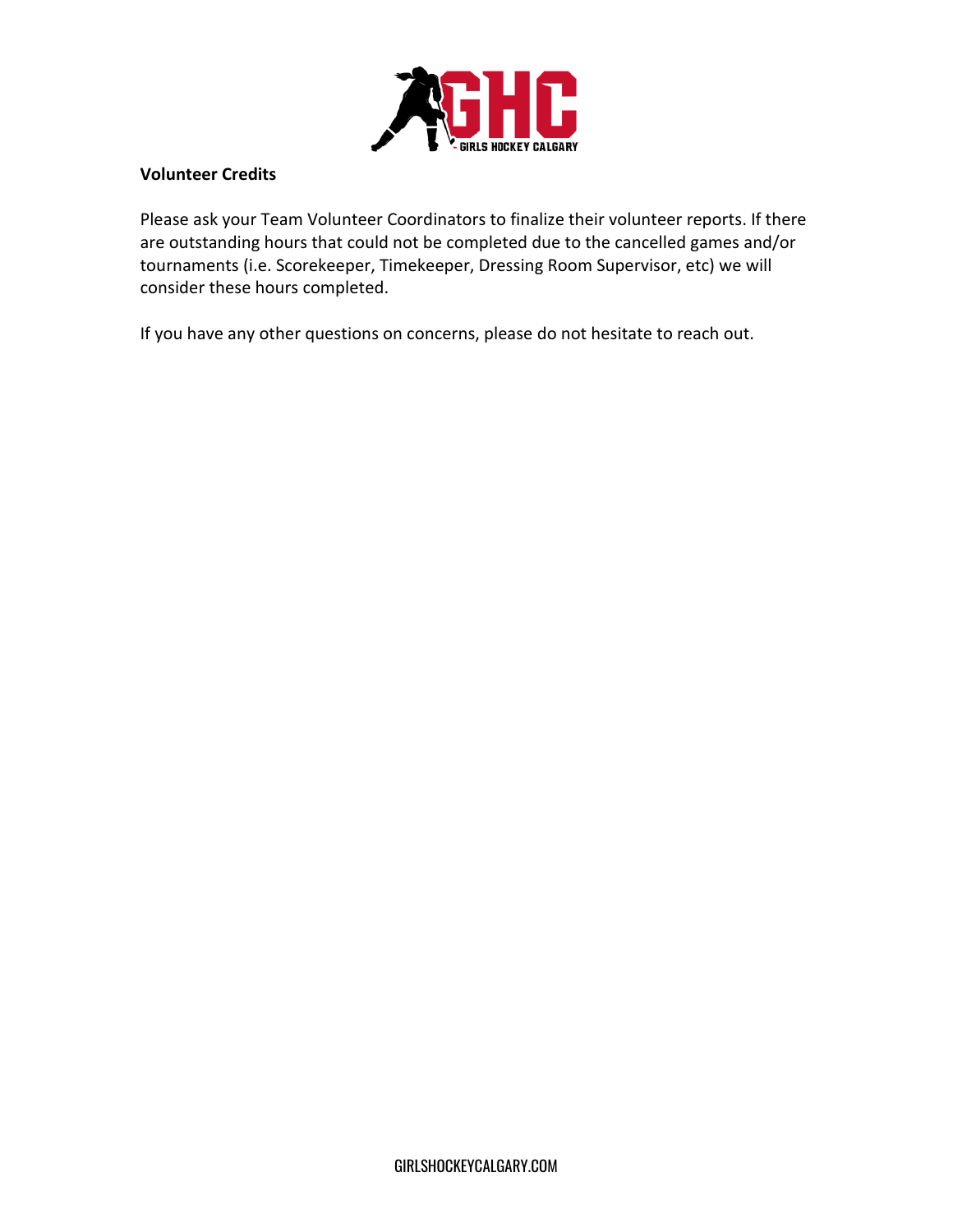**Volunteer Credits**

Please ask your Team Volunteer Coordinators to finalize their volunteer reports. If there are outstanding hours that could not be completed due to the cancelled games and/or tournaments (i.e. Scorekeeper, Timekeeper, Dressing Room Supervisor, etc) we will consider these hours completed.

If you have any other questions on concerns, please do not hesitate to reach out.